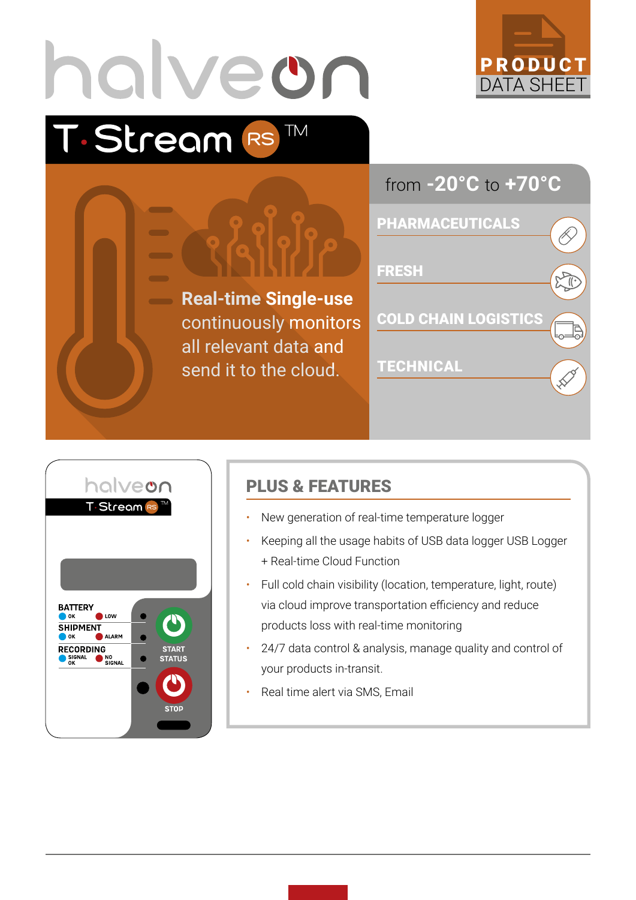# halveon

**PRODUCT** DATA SHEET

## T·Stream RS™

from **-20°C** to **+70°C**

- **PHARMACEUTICALS**
- **FRESH**
- **COLD CHAIN LOGISTICS**
- **TECHNICAL**

**Real-time Single-use** continuously monitors all relevant data and send it to the cloud.

halveon T·Stream RS™

BATTERY: OK / LOW
SHIPMENT: OK / ALARM
RECORDING: SIGNAL OK / NO SIGNAL

START STATUS

STOP

## PLUS & FEATURES

- New generation of real-time temperature logger
- Keeping all the usage habits of USB data logger USB Logger + Real-time Cloud Function
- Full cold chain visibility (location, temperature, light, route) via cloud improve transportation efficiency and reduce products loss with real-time monitoring
- 24/7 data control & analysis, manage quality and control of your products in-transit.
- Real time alert via SMS, Email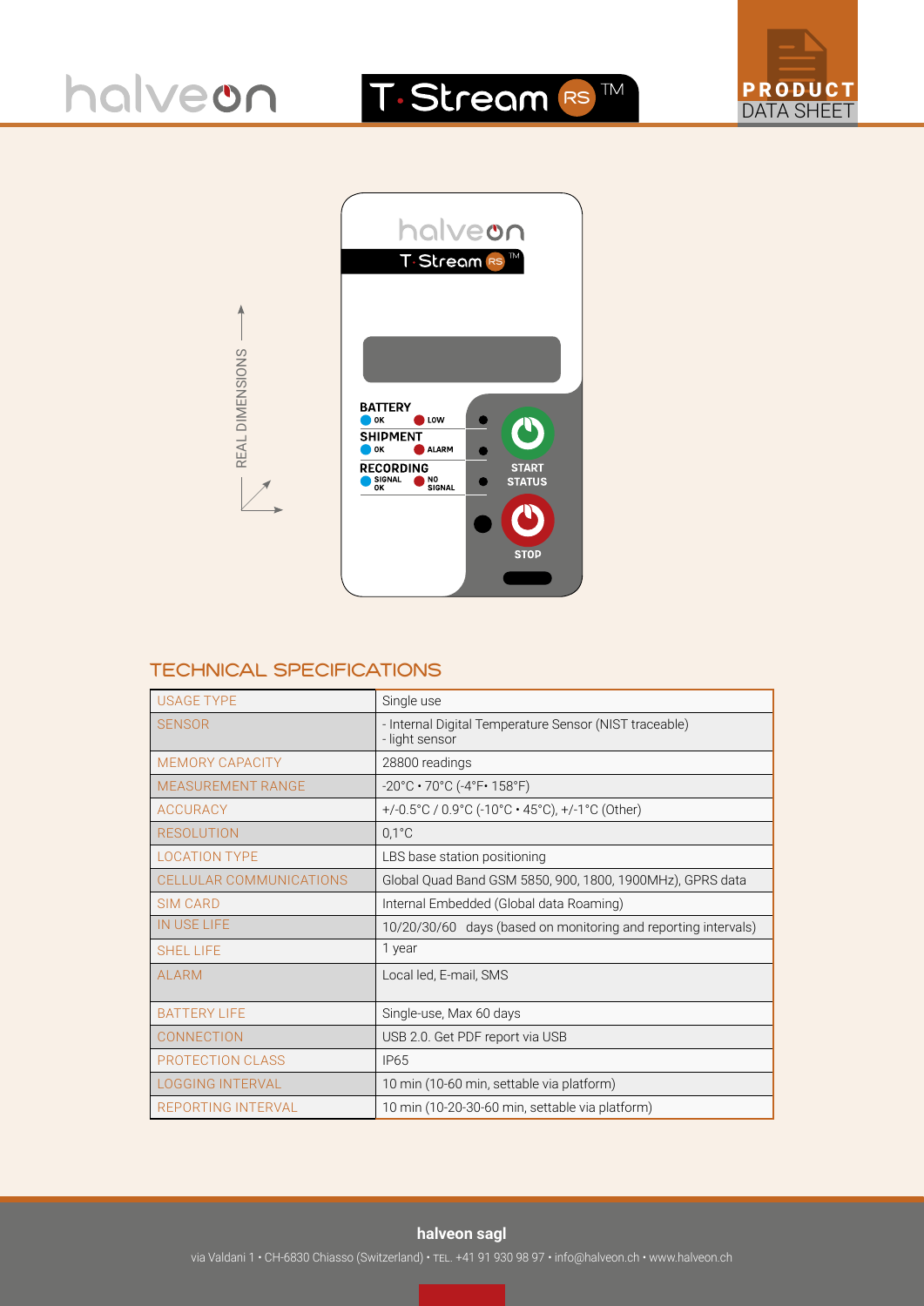halveon

T·Stream RS™

PRODUCT DATA SHEET

REAL DIMENSIONS

## TECHNICAL SPECIFICATIONS

| | |
|---|---|
| USAGE TYPE | Single use |
| SENSOR | - Internal Digital Temperature Sensor (NIST traceable)<br>- light sensor |
| MEMORY CAPACITY | 28800 readings |
| MEASUREMENT RANGE | -20°C • 70°C (-4°F• 158°F) |
| ACCURACY | +/-0.5°C / 0.9°C (-10°C • 45°C), +/-1°C (Other) |
| RESOLUTION | 0,1°C |
| LOCATION TYPE | LBS base station positioning |
| CELLULAR COMMUNICATIONS | Global Quad Band GSM 5850, 900, 1800, 1900MHz), GPRS data |
| SIM CARD | Internal Embedded (Global data Roaming) |
| IN USE LIFE | 10/20/30/60 days (based on monitoring and reporting intervals) |
| SHEL LIFE | 1 year |
| ALARM | Local led, E-mail, SMS |
| BATTERY LIFE | Single-use, Max 60 days |
| CONNECTION | USB 2.0. Get PDF report via USB |
| PROTECTION CLASS | IP65 |
| LOGGING INTERVAL | 10 min (10-60 min, settable via platform) |
| REPORTING INTERVAL | 10 min (10-20-30-60 min, settable via platform) |

**halveon sagl**

via Valdani 1 • CH-6830 Chiasso (Switzerland) • TEL. +41 91 930 98 97 • info@halveon.ch • www.halveon.ch